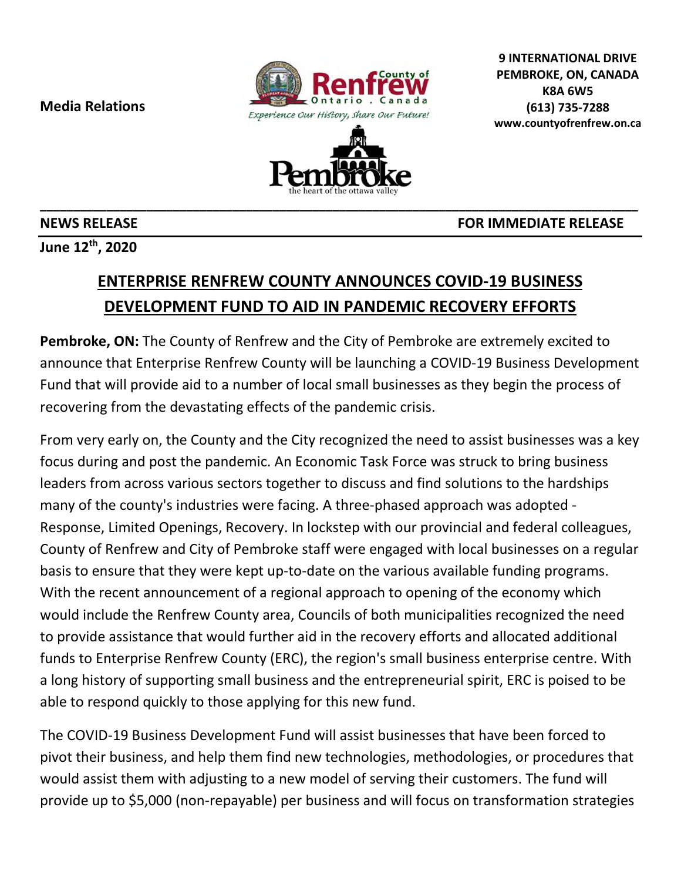**Media Relations**

**9 INTERNATIONAL DRIVE**
**PEMBROKE, ON, CANADA**
**K8A 6W5**
**(613) 735-7288**
**www.countyofrenfrew.on.ca**

**NEWS RELEASE** **FOR IMMEDIATE RELEASE**

**June 12th, 2020**

# ENTERPRISE RENFREW COUNTY ANNOUNCES COVID-19 BUSINESS DEVELOPMENT FUND TO AID IN PANDEMIC RECOVERY EFFORTS

**Pembroke, ON:** The County of Renfrew and the City of Pembroke are extremely excited to announce that Enterprise Renfrew County will be launching a COVID-19 Business Development Fund that will provide aid to a number of local small businesses as they begin the process of recovering from the devastating effects of the pandemic crisis.

From very early on, the County and the City recognized the need to assist businesses was a key focus during and post the pandemic. An Economic Task Force was struck to bring business leaders from across various sectors together to discuss and find solutions to the hardships many of the county's industries were facing. A three-phased approach was adopted - Response, Limited Openings, Recovery. In lockstep with our provincial and federal colleagues, County of Renfrew and City of Pembroke staff were engaged with local businesses on a regular basis to ensure that they were kept up-to-date on the various available funding programs. With the recent announcement of a regional approach to opening of the economy which would include the Renfrew County area, Councils of both municipalities recognized the need to provide assistance that would further aid in the recovery efforts and allocated additional funds to Enterprise Renfrew County (ERC), the region's small business enterprise centre. With a long history of supporting small business and the entrepreneurial spirit, ERC is poised to be able to respond quickly to those applying for this new fund.

The COVID-19 Business Development Fund will assist businesses that have been forced to pivot their business, and help them find new technologies, methodologies, or procedures that would assist them with adjusting to a new model of serving their customers. The fund will provide up to $5,000 (non-repayable) per business and will focus on transformation strategies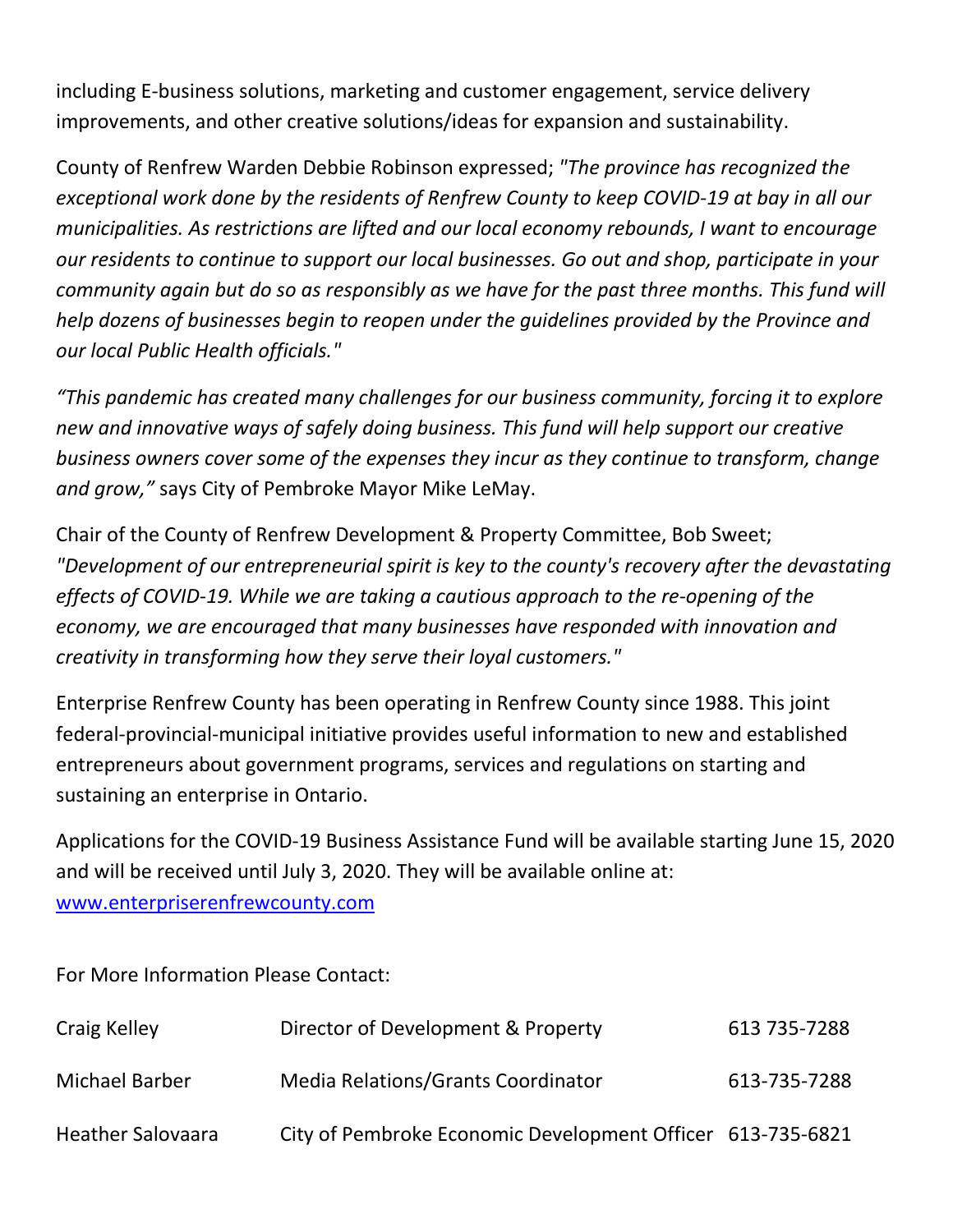including E-business solutions, marketing and customer engagement, service delivery improvements, and other creative solutions/ideas for expansion and sustainability.

County of Renfrew Warden Debbie Robinson expressed; *"The province has recognized the exceptional work done by the residents of Renfrew County to keep COVID-19 at bay in all our municipalities. As restrictions are lifted and our local economy rebounds, I want to encourage our residents to continue to support our local businesses. Go out and shop, participate in your community again but do so as responsibly as we have for the past three months. This fund will help dozens of businesses begin to reopen under the guidelines provided by the Province and our local Public Health officials."*

*"This pandemic has created many challenges for our business community, forcing it to explore new and innovative ways of safely doing business. This fund will help support our creative business owners cover some of the expenses they incur as they continue to transform, change and grow,"* says City of Pembroke Mayor Mike LeMay.

Chair of the County of Renfrew Development & Property Committee, Bob Sweet; *"Development of our entrepreneurial spirit is key to the county's recovery after the devastating effects of COVID-19. While we are taking a cautious approach to the re-opening of the economy, we are encouraged that many businesses have responded with innovation and creativity in transforming how they serve their loyal customers."*

Enterprise Renfrew County has been operating in Renfrew County since 1988. This joint federal-provincial-municipal initiative provides useful information to new and established entrepreneurs about government programs, services and regulations on starting and sustaining an enterprise in Ontario.

Applications for the COVID-19 Business Assistance Fund will be available starting June 15, 2020 and will be received until July 3, 2020. They will be available online at: [www.enterpriserenfrewcounty.com](www.enterpriserenfrewcounty.com)

For More Information Please Contact:

| | | |
|---|---|---|
| Craig Kelley | Director of Development & Property | 613 735-7288 |
| Michael Barber | Media Relations/Grants Coordinator | 613-735-7288 |
| Heather Salovaara | City of Pembroke Economic Development Officer | 613-735-6821 |